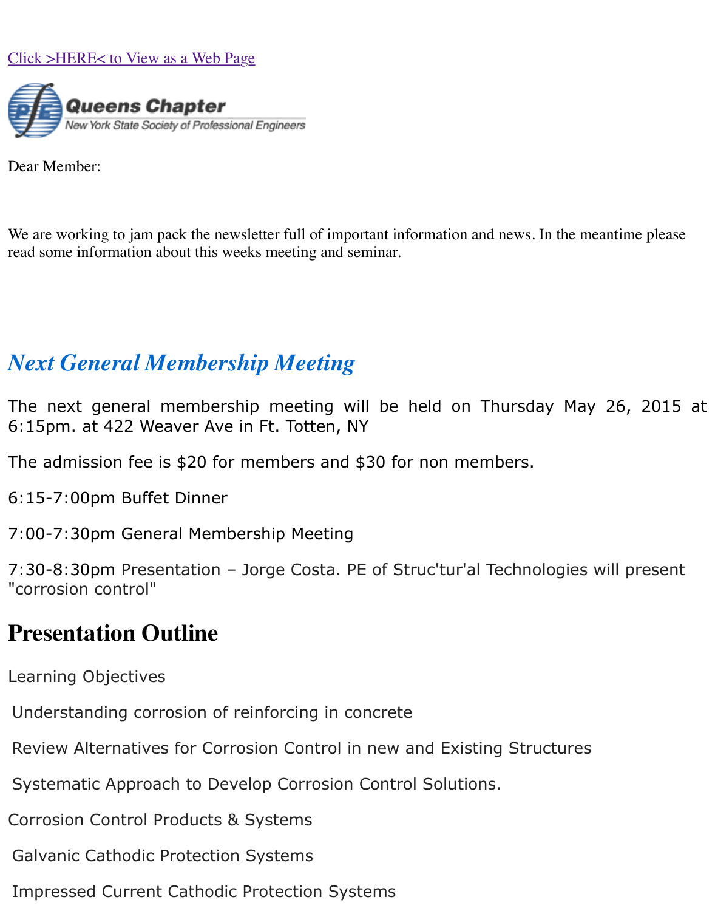Click >HERE< to View as a Web Page

Queens Chapter
New York State Society of Professional Engineers

Dear Member:

We are working to jam pack the newsletter full of important information and news. In the meantime please read some information about this weeks meeting and seminar.

## *Next General Membership Meeting*

The next general membership meeting will be held on Thursday May 26, 2015 at 6:15pm. at 422 Weaver Ave in Ft. Totten, NY

The admission fee is $20 for members and $30 for non members.

6:15-7:00pm Buffet Dinner

7:00-7:30pm General Membership Meeting

7:30-8:30pm Presentation – Jorge Costa. PE of Struc'tur'al Technologies will present "corrosion control"

# Presentation Outline

Learning Objectives

Understanding corrosion of reinforcing in concrete

Review Alternatives for Corrosion Control in new and Existing Structures

Systematic Approach to Develop Corrosion Control Solutions.

Corrosion Control Products & Systems

Galvanic Cathodic Protection Systems

Impressed Current Cathodic Protection Systems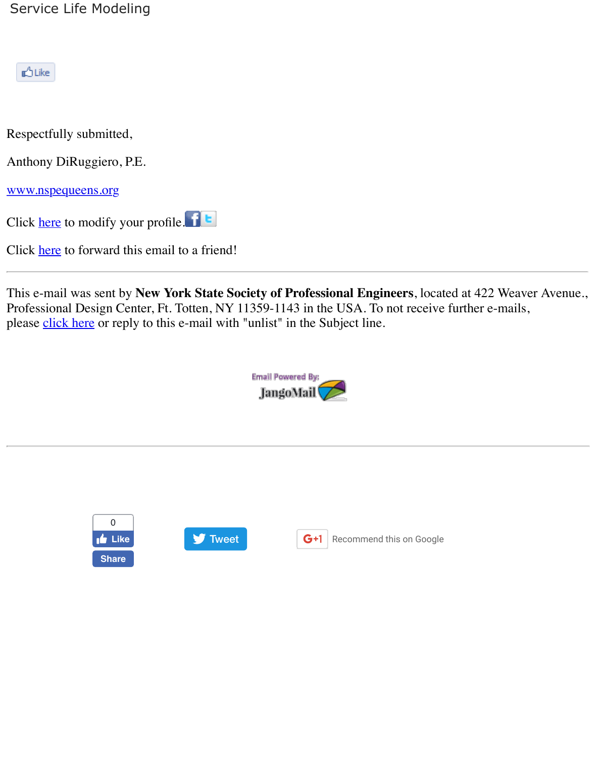Service Life Modeling

Like

Respectfully submitted,

Anthony DiRuggiero, P.E.

www.nspequeens.org

Click here to modify your profile.

Click here to forward this email to a friend!

---

This e-mail was sent by **New York State Society of Professional Engineers**, located at 422 Weaver Avenue., Professional Design Center, Ft. Totten, NY 11359-1143 in the USA. To not receive further e-mails, please click here or reply to this e-mail with "unlist" in the Subject line.

Email Powered By: JangoMail

---

0 Like Share

Tweet

G+1 Recommend this on Google